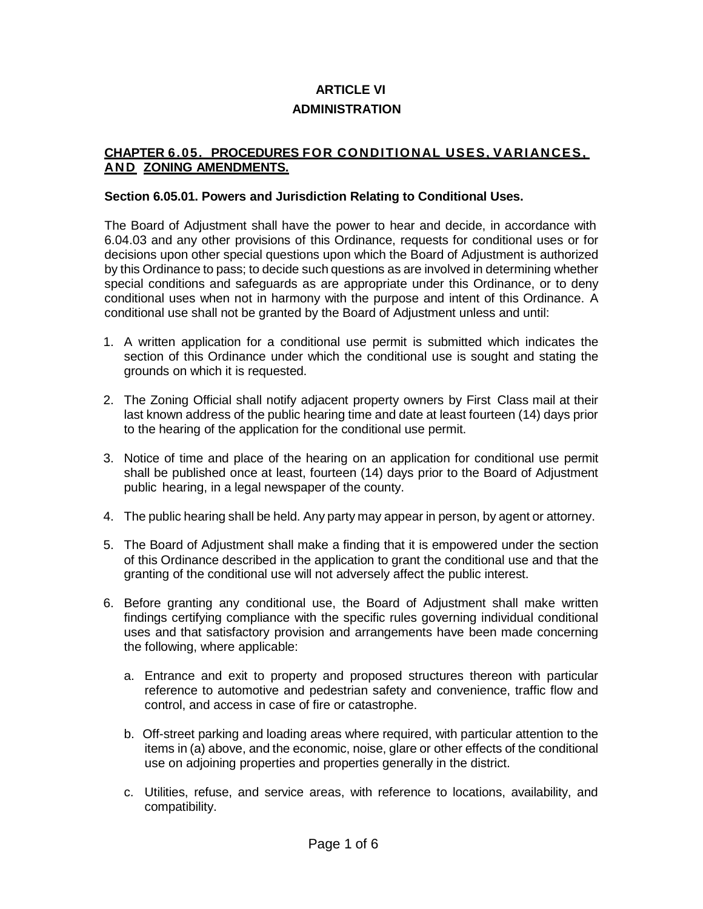# ARTICLE VI

# ADMINISTRATION

## CHAPTER 6.05. PROCEDURES FOR CONDITIONAL USES, VARIANCES, AND ZONING AMENDMENTS.

### Section 6.05.01. Powers and Jurisdiction Relating to Conditional Uses.

The Board of Adjustment shall have the power to hear and decide, in accordance with 6.04.03 and any other provisions of this Ordinance, requests for conditional uses or for decisions upon other special questions upon which the Board of Adjustment is authorized by this Ordinance to pass; to decide such questions as are involved in determining whether special conditions and safeguards as are appropriate under this Ordinance, or to deny conditional uses when not in harmony with the purpose and intent of this Ordinance. A conditional use shall not be granted by the Board of Adjustment unless and until:

1. A written application for a conditional use permit is submitted which indicates the section of this Ordinance under which the conditional use is sought and stating the grounds on which it is requested.

2. The Zoning Official shall notify adjacent property owners by First Class mail at their last known address of the public hearing time and date at least fourteen (14) days prior to the hearing of the application for the conditional use permit.

3. Notice of time and place of the hearing on an application for conditional use permit shall be published once at least, fourteen (14) days prior to the Board of Adjustment public hearing, in a legal newspaper of the county.

4. The public hearing shall be held. Any party may appear in person, by agent or attorney.

5. The Board of Adjustment shall make a finding that it is empowered under the section of this Ordinance described in the application to grant the conditional use and that the granting of the conditional use will not adversely affect the public interest.

6. Before granting any conditional use, the Board of Adjustment shall make written findings certifying compliance with the specific rules governing individual conditional uses and that satisfactory provision and arrangements have been made concerning the following, where applicable:

   a. Entrance and exit to property and proposed structures thereon with particular reference to automotive and pedestrian safety and convenience, traffic flow and control, and access in case of fire or catastrophe.

   b. Off-street parking and loading areas where required, with particular attention to the items in (a) above, and the economic, noise, glare or other effects of the conditional use on adjoining properties and properties generally in the district.

   c. Utilities, refuse, and service areas, with reference to locations, availability, and compatibility.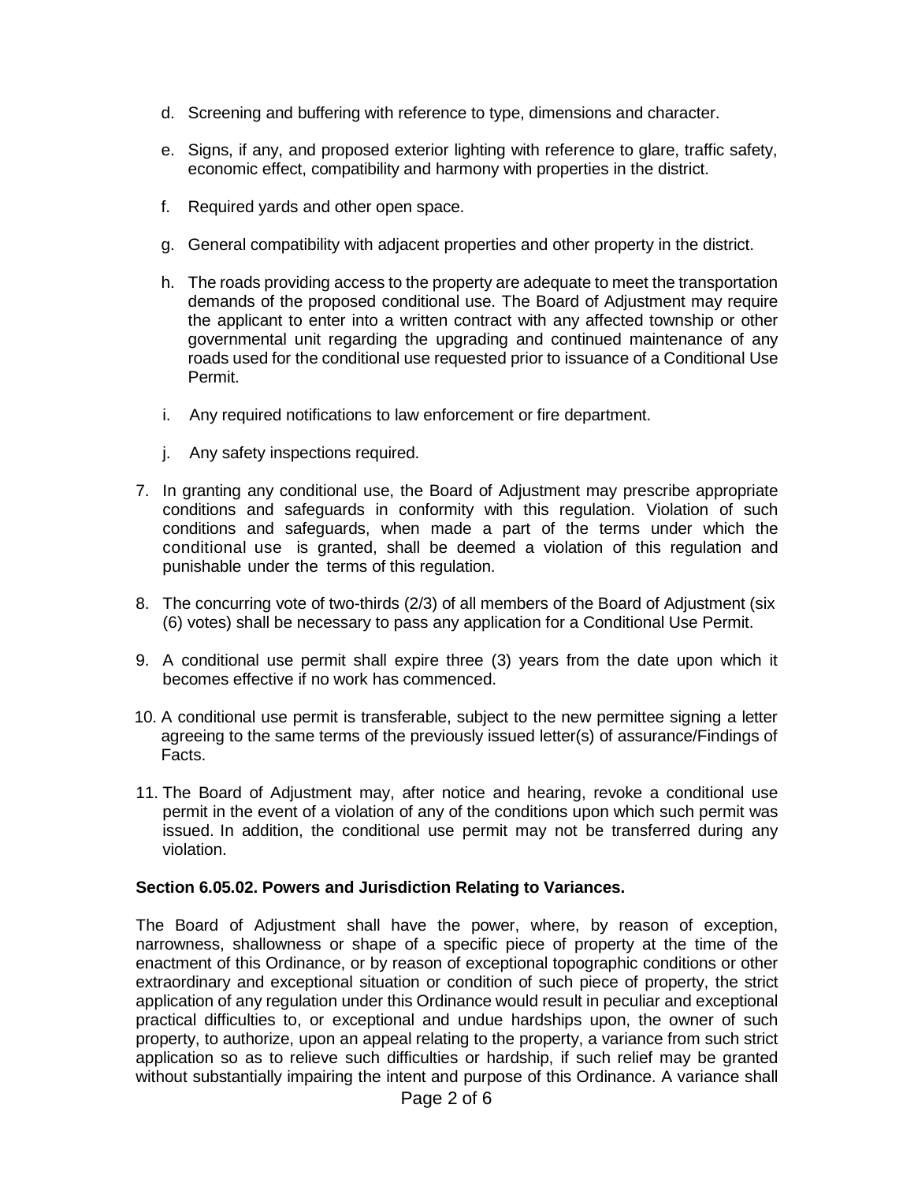d. Screening and buffering with reference to type, dimensions and character.

e. Signs, if any, and proposed exterior lighting with reference to glare, traffic safety, economic effect, compatibility and harmony with properties in the district.

f. Required yards and other open space.

g. General compatibility with adjacent properties and other property in the district.

h. The roads providing access to the property are adequate to meet the transportation demands of the proposed conditional use. The Board of Adjustment may require the applicant to enter into a written contract with any affected township or other governmental unit regarding the upgrading and continued maintenance of any roads used for the conditional use requested prior to issuance of a Conditional Use Permit.

i. Any required notifications to law enforcement or fire department.

j. Any safety inspections required.

7. In granting any conditional use, the Board of Adjustment may prescribe appropriate conditions and safeguards in conformity with this regulation. Violation of such conditions and safeguards, when made a part of the terms under which the conditional use is granted, shall be deemed a violation of this regulation and punishable under the terms of this regulation.

8. The concurring vote of two-thirds (2/3) of all members of the Board of Adjustment (six (6) votes) shall be necessary to pass any application for a Conditional Use Permit.

9. A conditional use permit shall expire three (3) years from the date upon which it becomes effective if no work has commenced.

10. A conditional use permit is transferable, subject to the new permittee signing a letter agreeing to the same terms of the previously issued letter(s) of assurance/Findings of Facts.

11. The Board of Adjustment may, after notice and hearing, revoke a conditional use permit in the event of a violation of any of the conditions upon which such permit was issued. In addition, the conditional use permit may not be transferred during any violation.

**Section 6.05.02. Powers and Jurisdiction Relating to Variances.**

The Board of Adjustment shall have the power, where, by reason of exception, narrowness, shallowness or shape of a specific piece of property at the time of the enactment of this Ordinance, or by reason of exceptional topographic conditions or other extraordinary and exceptional situation or condition of such piece of property, the strict application of any regulation under this Ordinance would result in peculiar and exceptional practical difficulties to, or exceptional and undue hardships upon, the owner of such property, to authorize, upon an appeal relating to the property, a variance from such strict application so as to relieve such difficulties or hardship, if such relief may be granted without substantially impairing the intent and purpose of this Ordinance. A variance shall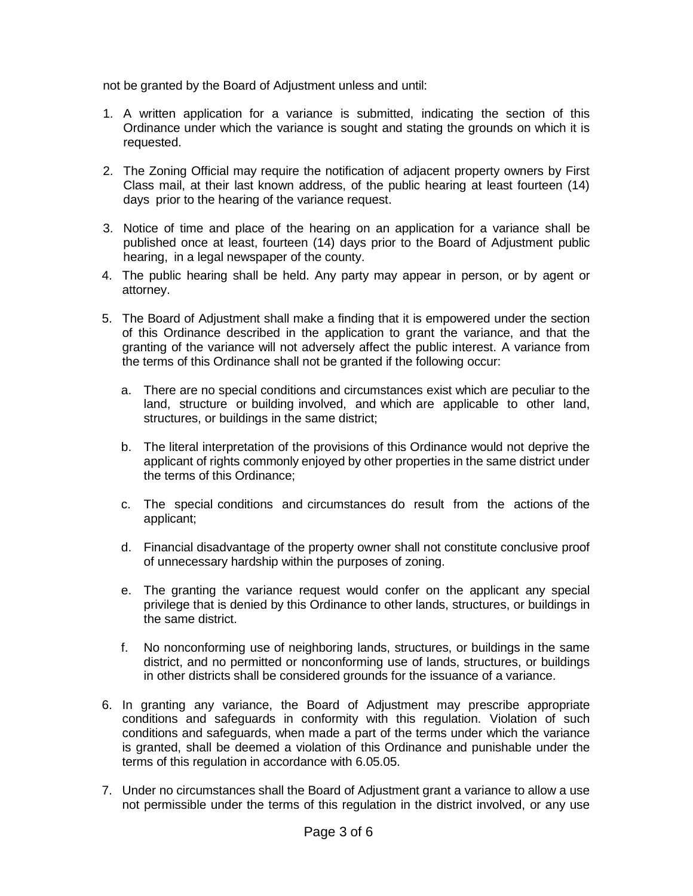not be granted by the Board of Adjustment unless and until:

1. A written application for a variance is submitted, indicating the section of this Ordinance under which the variance is sought and stating the grounds on which it is requested.

2. The Zoning Official may require the notification of adjacent property owners by First Class mail, at their last known address, of the public hearing at least fourteen (14) days prior to the hearing of the variance request.

3. Notice of time and place of the hearing on an application for a variance shall be published once at least, fourteen (14) days prior to the Board of Adjustment public hearing, in a legal newspaper of the county.

4. The public hearing shall be held. Any party may appear in person, or by agent or attorney.

5. The Board of Adjustment shall make a finding that it is empowered under the section of this Ordinance described in the application to grant the variance, and that the granting of the variance will not adversely affect the public interest. A variance from the terms of this Ordinance shall not be granted if the following occur:

   a. There are no special conditions and circumstances exist which are peculiar to the land, structure or building involved, and which are applicable to other land, structures, or buildings in the same district;

   b. The literal interpretation of the provisions of this Ordinance would not deprive the applicant of rights commonly enjoyed by other properties in the same district under the terms of this Ordinance;

   c. The special conditions and circumstances do result from the actions of the applicant;

   d. Financial disadvantage of the property owner shall not constitute conclusive proof of unnecessary hardship within the purposes of zoning.

   e. The granting the variance request would confer on the applicant any special privilege that is denied by this Ordinance to other lands, structures, or buildings in the same district.

   f. No nonconforming use of neighboring lands, structures, or buildings in the same district, and no permitted or nonconforming use of lands, structures, or buildings in other districts shall be considered grounds for the issuance of a variance.

6. In granting any variance, the Board of Adjustment may prescribe appropriate conditions and safeguards in conformity with this regulation. Violation of such conditions and safeguards, when made a part of the terms under which the variance is granted, shall be deemed a violation of this Ordinance and punishable under the terms of this regulation in accordance with 6.05.05.

7. Under no circumstances shall the Board of Adjustment grant a variance to allow a use not permissible under the terms of this regulation in the district involved, or any use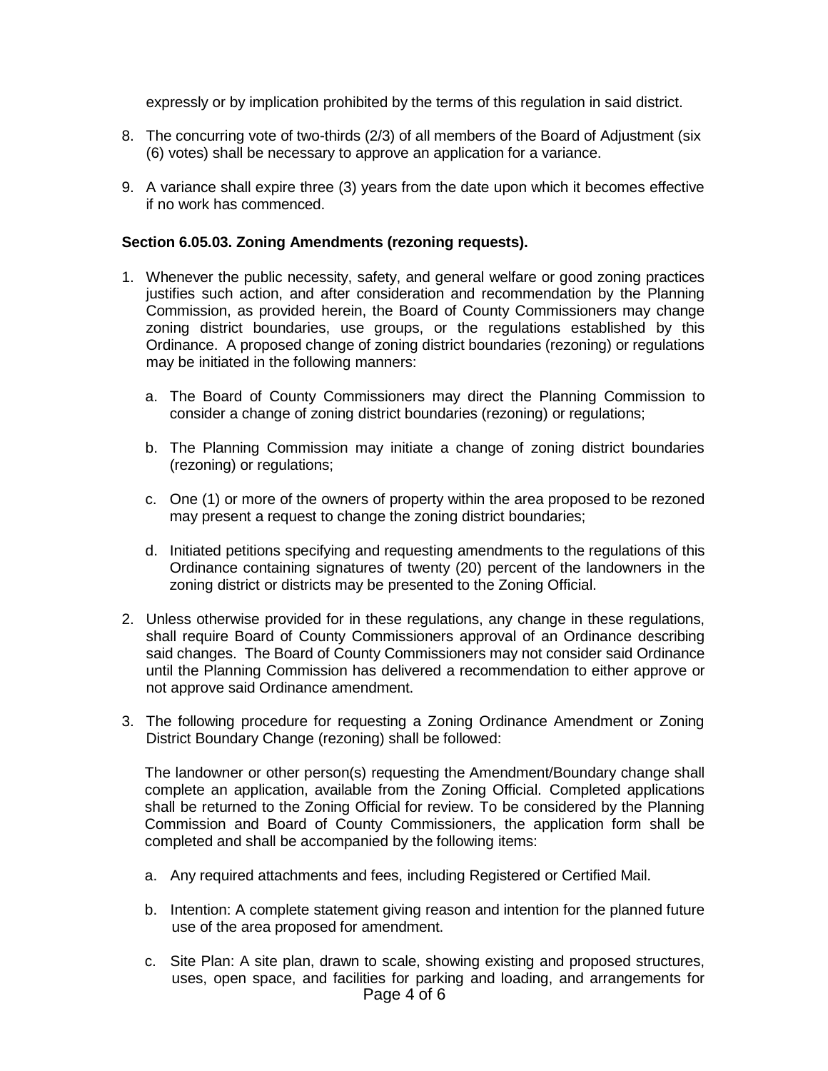expressly or by implication prohibited by the terms of this regulation in said district.

8. The concurring vote of two-thirds (2/3) of all members of the Board of Adjustment (six (6) votes) shall be necessary to approve an application for a variance.

9. A variance shall expire three (3) years from the date upon which it becomes effective if no work has commenced.

**Section 6.05.03. Zoning Amendments (rezoning requests).**

1. Whenever the public necessity, safety, and general welfare or good zoning practices justifies such action, and after consideration and recommendation by the Planning Commission, as provided herein, the Board of County Commissioners may change zoning district boundaries, use groups, or the regulations established by this Ordinance. A proposed change of zoning district boundaries (rezoning) or regulations may be initiated in the following manners:

   a. The Board of County Commissioners may direct the Planning Commission to consider a change of zoning district boundaries (rezoning) or regulations;

   b. The Planning Commission may initiate a change of zoning district boundaries (rezoning) or regulations;

   c. One (1) or more of the owners of property within the area proposed to be rezoned may present a request to change the zoning district boundaries;

   d. Initiated petitions specifying and requesting amendments to the regulations of this Ordinance containing signatures of twenty (20) percent of the landowners in the zoning district or districts may be presented to the Zoning Official.

2. Unless otherwise provided for in these regulations, any change in these regulations, shall require Board of County Commissioners approval of an Ordinance describing said changes. The Board of County Commissioners may not consider said Ordinance until the Planning Commission has delivered a recommendation to either approve or not approve said Ordinance amendment.

3. The following procedure for requesting a Zoning Ordinance Amendment or Zoning District Boundary Change (rezoning) shall be followed:

   The landowner or other person(s) requesting the Amendment/Boundary change shall complete an application, available from the Zoning Official. Completed applications shall be returned to the Zoning Official for review. To be considered by the Planning Commission and Board of County Commissioners, the application form shall be completed and shall be accompanied by the following items:

   a. Any required attachments and fees, including Registered or Certified Mail.

   b. Intention: A complete statement giving reason and intention for the planned future use of the area proposed for amendment.

   c. Site Plan: A site plan, drawn to scale, showing existing and proposed structures, uses, open space, and facilities for parking and loading, and arrangements for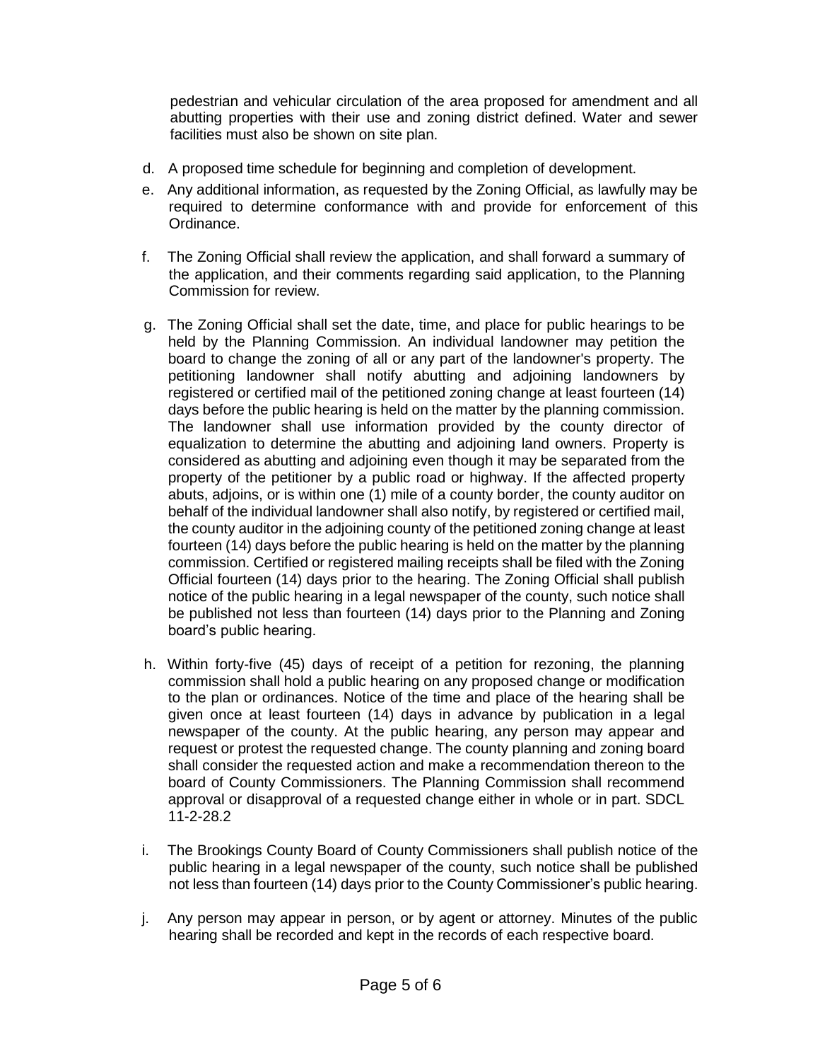pedestrian and vehicular circulation of the area proposed for amendment and all abutting properties with their use and zoning district defined. Water and sewer facilities must also be shown on site plan.

d. A proposed time schedule for beginning and completion of development.

e. Any additional information, as requested by the Zoning Official, as lawfully may be required to determine conformance with and provide for enforcement of this Ordinance.

f. The Zoning Official shall review the application, and shall forward a summary of the application, and their comments regarding said application, to the Planning Commission for review.

g. The Zoning Official shall set the date, time, and place for public hearings to be held by the Planning Commission. An individual landowner may petition the board to change the zoning of all or any part of the landowner's property. The petitioning landowner shall notify abutting and adjoining landowners by registered or certified mail of the petitioned zoning change at least fourteen (14) days before the public hearing is held on the matter by the planning commission. The landowner shall use information provided by the county director of equalization to determine the abutting and adjoining land owners. Property is considered as abutting and adjoining even though it may be separated from the property of the petitioner by a public road or highway. If the affected property abuts, adjoins, or is within one (1) mile of a county border, the county auditor on behalf of the individual landowner shall also notify, by registered or certified mail, the county auditor in the adjoining county of the petitioned zoning change at least fourteen (14) days before the public hearing is held on the matter by the planning commission. Certified or registered mailing receipts shall be filed with the Zoning Official fourteen (14) days prior to the hearing. The Zoning Official shall publish notice of the public hearing in a legal newspaper of the county, such notice shall be published not less than fourteen (14) days prior to the Planning and Zoning board's public hearing.

h. Within forty-five (45) days of receipt of a petition for rezoning, the planning commission shall hold a public hearing on any proposed change or modification to the plan or ordinances. Notice of the time and place of the hearing shall be given once at least fourteen (14) days in advance by publication in a legal newspaper of the county. At the public hearing, any person may appear and request or protest the requested change. The county planning and zoning board shall consider the requested action and make a recommendation thereon to the board of County Commissioners. The Planning Commission shall recommend approval or disapproval of a requested change either in whole or in part. SDCL 11-2-28.2

i. The Brookings County Board of County Commissioners shall publish notice of the public hearing in a legal newspaper of the county, such notice shall be published not less than fourteen (14) days prior to the County Commissioner's public hearing.

j. Any person may appear in person, or by agent or attorney. Minutes of the public hearing shall be recorded and kept in the records of each respective board.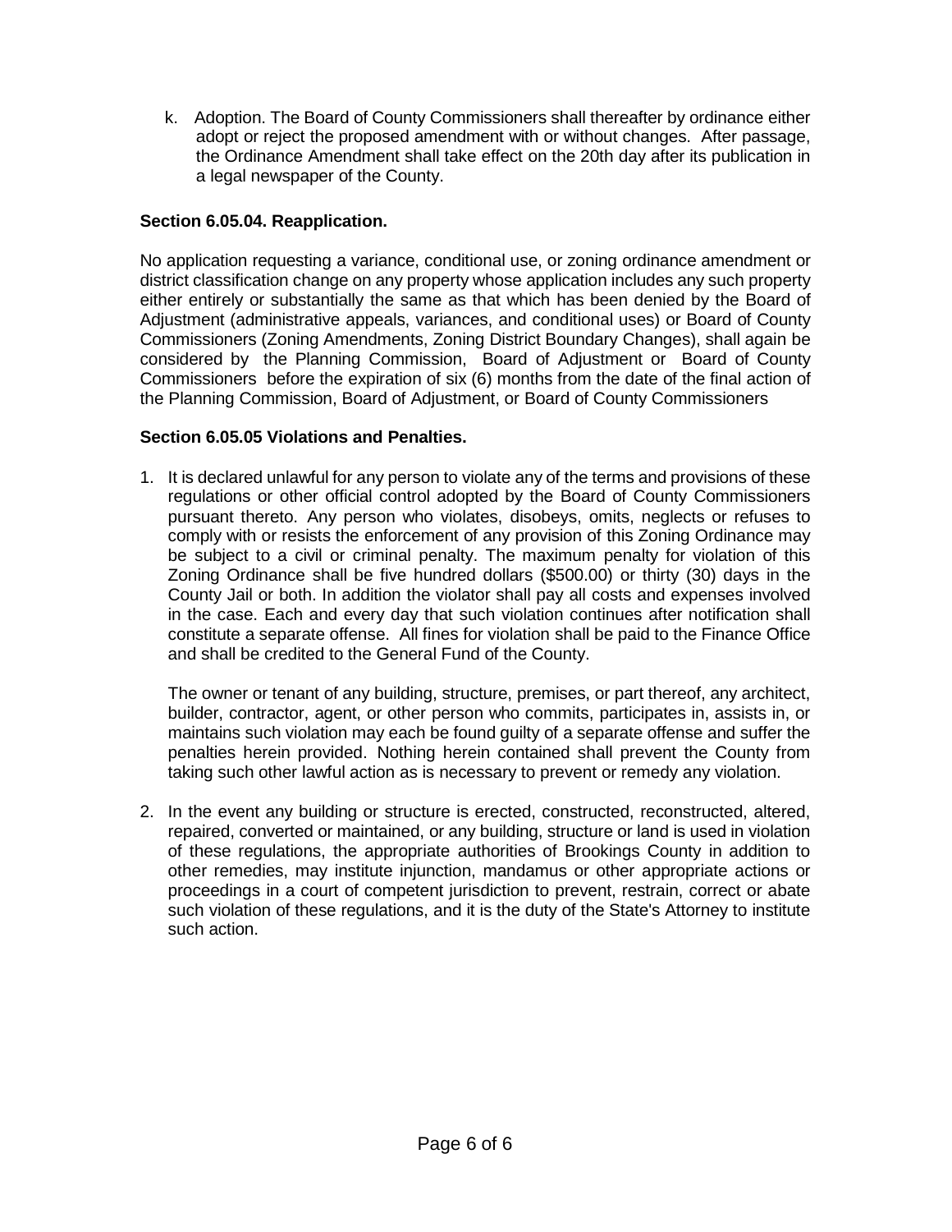k. Adoption. The Board of County Commissioners shall thereafter by ordinance either adopt or reject the proposed amendment with or without changes. After passage, the Ordinance Amendment shall take effect on the 20th day after its publication in a legal newspaper of the County.

**Section 6.05.04. Reapplication.**

No application requesting a variance, conditional use, or zoning ordinance amendment or district classification change on any property whose application includes any such property either entirely or substantially the same as that which has been denied by the Board of Adjustment (administrative appeals, variances, and conditional uses) or Board of County Commissioners (Zoning Amendments, Zoning District Boundary Changes), shall again be considered by the Planning Commission, Board of Adjustment or Board of County Commissioners before the expiration of six (6) months from the date of the final action of the Planning Commission, Board of Adjustment, or Board of County Commissioners

**Section 6.05.05 Violations and Penalties.**

1. It is declared unlawful for any person to violate any of the terms and provisions of these regulations or other official control adopted by the Board of County Commissioners pursuant thereto. Any person who violates, disobeys, omits, neglects or refuses to comply with or resists the enforcement of any provision of this Zoning Ordinance may be subject to a civil or criminal penalty. The maximum penalty for violation of this Zoning Ordinance shall be five hundred dollars ($500.00) or thirty (30) days in the County Jail or both. In addition the violator shall pay all costs and expenses involved in the case. Each and every day that such violation continues after notification shall constitute a separate offense. All fines for violation shall be paid to the Finance Office and shall be credited to the General Fund of the County.

   The owner or tenant of any building, structure, premises, or part thereof, any architect, builder, contractor, agent, or other person who commits, participates in, assists in, or maintains such violation may each be found guilty of a separate offense and suffer the penalties herein provided. Nothing herein contained shall prevent the County from taking such other lawful action as is necessary to prevent or remedy any violation.

2. In the event any building or structure is erected, constructed, reconstructed, altered, repaired, converted or maintained, or any building, structure or land is used in violation of these regulations, the appropriate authorities of Brookings County in addition to other remedies, may institute injunction, mandamus or other appropriate actions or proceedings in a court of competent jurisdiction to prevent, restrain, correct or abate such violation of these regulations, and it is the duty of the State's Attorney to institute such action.